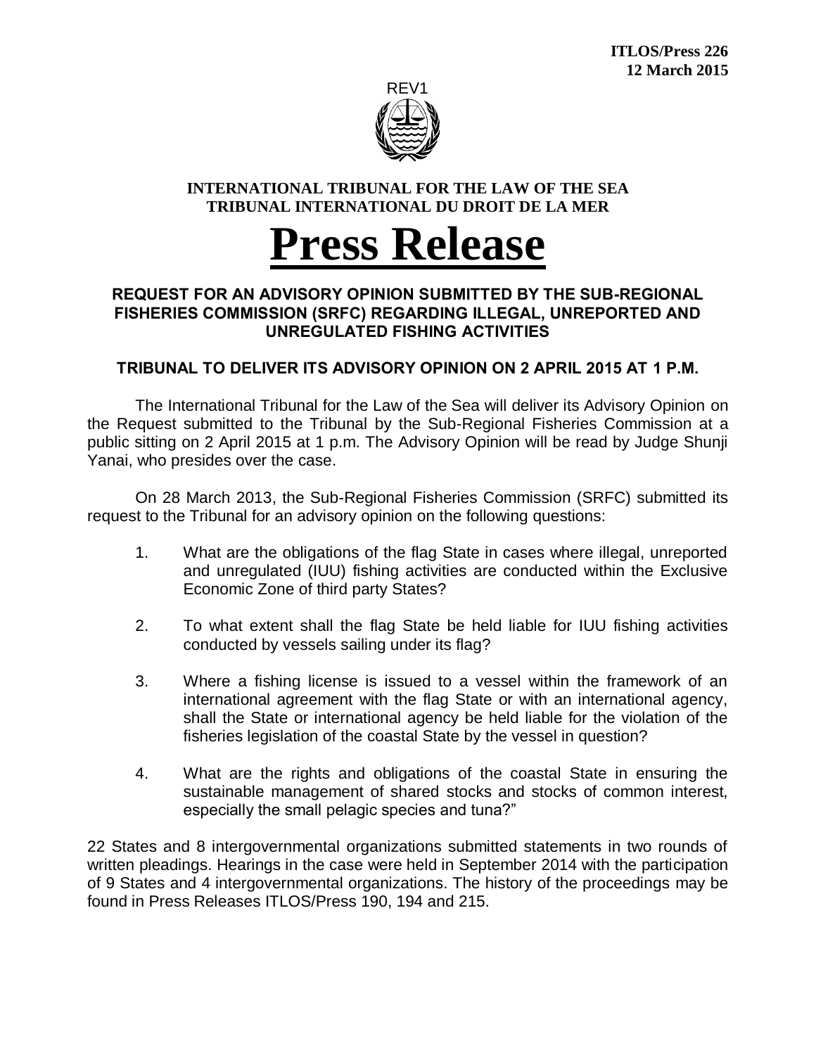**ITLOS/Press 226**
**12 March 2015**

REV1

**INTERNATIONAL TRIBUNAL FOR THE LAW OF THE SEA**
**TRIBUNAL INTERNATIONAL DU DROIT DE LA MER**

# Press Release

## REQUEST FOR AN ADVISORY OPINION SUBMITTED BY THE SUB-REGIONAL FISHERIES COMMISSION (SRFC) REGARDING ILLEGAL, UNREPORTED AND UNREGULATED FISHING ACTIVITIES

### TRIBUNAL TO DELIVER ITS ADVISORY OPINION ON 2 APRIL 2015 AT 1 P.M.

The International Tribunal for the Law of the Sea will deliver its Advisory Opinion on the Request submitted to the Tribunal by the Sub-Regional Fisheries Commission at a public sitting on 2 April 2015 at 1 p.m. The Advisory Opinion will be read by Judge Shunji Yanai, who presides over the case.

On 28 March 2013, the Sub-Regional Fisheries Commission (SRFC) submitted its request to the Tribunal for an advisory opinion on the following questions:

1. What are the obligations of the flag State in cases where illegal, unreported and unregulated (IUU) fishing activities are conducted within the Exclusive Economic Zone of third party States?

2. To what extent shall the flag State be held liable for IUU fishing activities conducted by vessels sailing under its flag?

3. Where a fishing license is issued to a vessel within the framework of an international agreement with the flag State or with an international agency, shall the State or international agency be held liable for the violation of the fisheries legislation of the coastal State by the vessel in question?

4. What are the rights and obligations of the coastal State in ensuring the sustainable management of shared stocks and stocks of common interest, especially the small pelagic species and tuna?"

22 States and 8 intergovernmental organizations submitted statements in two rounds of written pleadings. Hearings in the case were held in September 2014 with the participation of 9 States and 4 intergovernmental organizations. The history of the proceedings may be found in Press Releases ITLOS/Press 190, 194 and 215.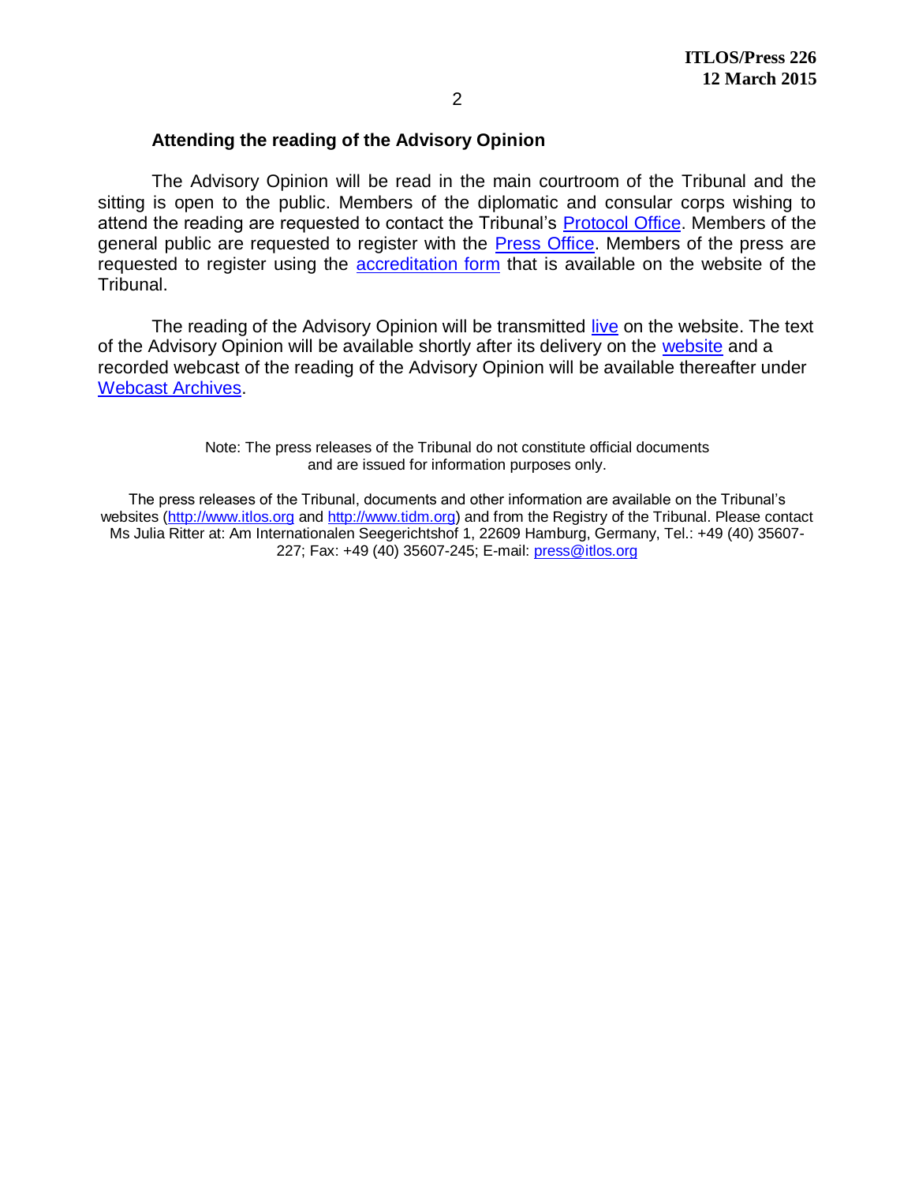### Attending the reading of the Advisory Opinion

The Advisory Opinion will be read in the main courtroom of the Tribunal and the sitting is open to the public. Members of the diplomatic and consular corps wishing to attend the reading are requested to contact the Tribunal's Protocol Office. Members of the general public are requested to register with the Press Office. Members of the press are requested to register using the accreditation form that is available on the website of the Tribunal.

The reading of the Advisory Opinion will be transmitted live on the website. The text of the Advisory Opinion will be available shortly after its delivery on the website and a recorded webcast of the reading of the Advisory Opinion will be available thereafter under Webcast Archives.

Note: The press releases of the Tribunal do not constitute official documents and are issued for information purposes only.

The press releases of the Tribunal, documents and other information are available on the Tribunal's websites (http://www.itlos.org and http://www.tidm.org) and from the Registry of the Tribunal. Please contact Ms Julia Ritter at: Am Internationalen Seegerichtshof 1, 22609 Hamburg, Germany, Tel.: +49 (40) 35607-227; Fax: +49 (40) 35607-245; E-mail: press@itlos.org